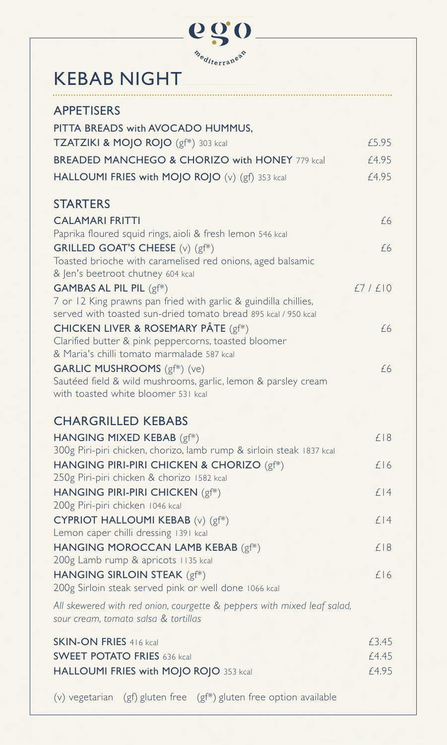# ego mediterranean

# KEBAB NIGHT

## APPETISERS

**PITTA BREADS with AVOCADO HUMMUS, TZATZIKI & MOJO ROJO** (gf*) 303 kcal — £5.95

**BREADED MANCHEGO & CHORIZO with HONEY** 779 kcal — £4.95

**HALLOUMI FRIES with MOJO ROJO** (v) (gf) 353 kcal — £4.95

## STARTERS

**CALAMARI FRITTI** — £6
Paprika floured squid rings, aioli & fresh lemon 546 kcal

**GRILLED GOAT'S CHEESE** (v) (gf*) — £6
Toasted brioche with caramelised red onions, aged balsamic & Jen's beetroot chutney 604 kcal

**GAMBAS AL PIL PIL** (gf*) — £7 / £10
7 or 12 King prawns pan fried with garlic & guindilla chillies, served with toasted sun-dried tomato bread 895 kcal / 950 kcal

**CHICKEN LIVER & ROSEMARY PÂTE** (gf*) — £6
Clarified butter & pink peppercorns, toasted bloomer & Maria's chilli tomato marmalade 587 kcal

**GARLIC MUSHROOMS** (gf*) (ve) — £6
Sautéed field & wild mushrooms, garlic, lemon & parsley cream with toasted white bloomer 531 kcal

## CHARGRILLED KEBABS

**HANGING MIXED KEBAB** (gf*) — £18
300g Piri-piri chicken, chorizo, lamb rump & sirloin steak 1837 kcal

**HANGING PIRI-PIRI CHICKEN & CHORIZO** (gf*) — £16
250g Piri-piri chicken & chorizo 1582 kcal

**HANGING PIRI-PIRI CHICKEN** (gf*) — £14
200g Piri-piri chicken 1046 kcal

**CYPRIOT HALLOUMI KEBAB** (v) (gf*) — £14
Lemon caper chilli dressing 1391 kcal

**HANGING MOROCCAN LAMB KEBAB** (gf*) — £18
200g Lamb rump & apricots 1135 kcal

**HANGING SIRLOIN STEAK** (gf*) — £16
200g Sirloin steak served pink or well done 1066 kcal

*All skewered with red onion, courgette & peppers with mixed leaf salad, sour cream, tomato salsa & tortillas*

**SKIN-ON FRIES** 416 kcal — £3.45

**SWEET POTATO FRIES** 636 kcal — £4.45

**HALLOUMI FRIES with MOJO ROJO** 353 kcal — £4.95

(v) vegetarian (gf) gluten free (gf*) gluten free option available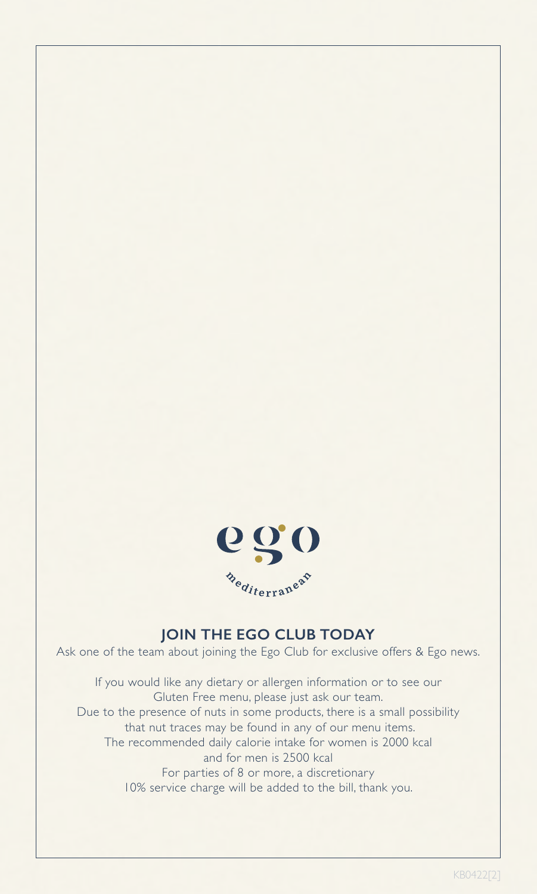ego

mediterranean

## JOIN THE EGO CLUB TODAY

Ask one of the team about joining the Ego Club for exclusive offers & Ego news.

If you would like any dietary or allergen information or to see our Gluten Free menu, please just ask our team.
Due to the presence of nuts in some products, there is a small possibility that nut traces may be found in any of our menu items.
The recommended daily calorie intake for women is 2000 kcal and for men is 2500 kcal
For parties of 8 or more, a discretionary 10% service charge will be added to the bill, thank you.

KB0422[2]